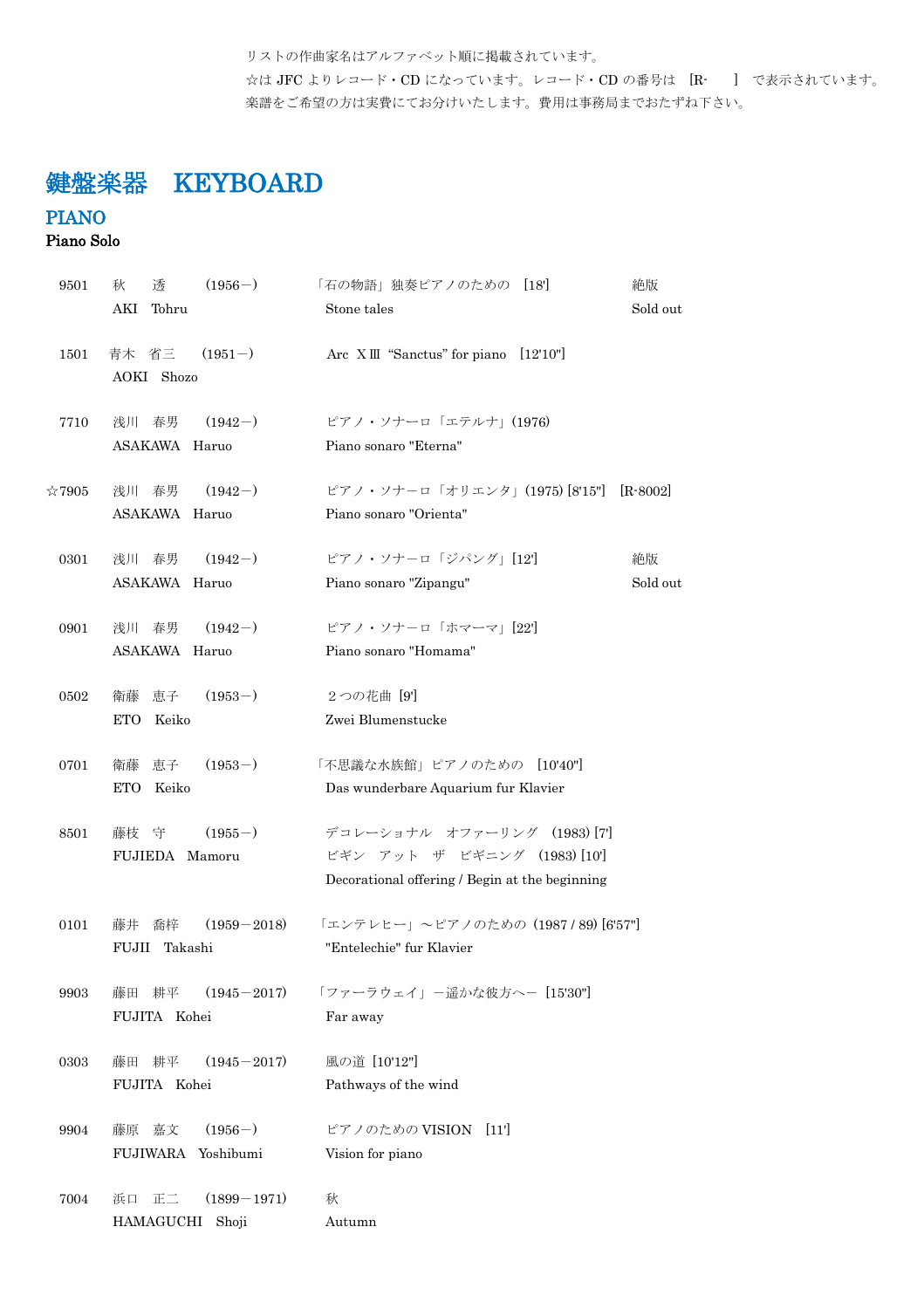リストの作曲家名はアルファベット順に掲載されています。
☆は JFC よりレコード・CD になっています。レコード・CD の番号は [R- ] で表示されています。
楽譜をご希望の方は実費にてお分けいたします。費用は事務局までおたずね下さい。

# 鍵盤楽器　KEYBOARD

## PIANO

### Piano Solo

| No. | 作曲家 | 作品 | 備考 |
|---|---|---|---|
| 9501 | 秋　透　(1956－)<br>AKI　Tohru | 「石の物語」独奏ピアノのための　[18']<br>Stone tales | 絶版<br>Sold out |
| 1501 | 青木　省三　(1951－)<br>AOKI　Shozo | Arc ⅩⅢ "Sanctus" for piano　[12'10"] | |
| 7710 | 浅川　春男　(1942－)<br>ASAKAWA　Haruo | ピアノ・ソナーロ「エテルナ」(1976)<br>Piano sonaro "Eterna" | |
| ☆7905 | 浅川　春男　(1942－)<br>ASAKAWA　Haruo | ピアノ・ソナーロ「オリエンタ」(1975) [8'15"]　[R-8002]<br>Piano sonaro "Orienta" | |
| 0301 | 浅川　春男　(1942－)<br>ASAKAWA　Haruo | ピアノ・ソナーロ「ジパング」[12']<br>Piano sonaro "Zipangu" | 絶版<br>Sold out |
| 0901 | 浅川　春男　(1942－)<br>ASAKAWA　Haruo | ピアノ・ソナーロ「ホマーマ」[22']<br>Piano sonaro "Homama" | |
| 0502 | 衛藤　恵子　(1953－)<br>ETO　Keiko | ２つの花曲 [9']<br>Zwei Blumenstucke | |
| 0701 | 衛藤　恵子　(1953－)<br>ETO　Keiko | 「不思議な水族館」ピアノのための　[10'40"]<br>Das wunderbare Aquarium fur Klavier | |
| 8501 | 藤枝　守　(1955－)<br>FUJIEDA　Mamoru | デコレーショナル　オファーリング　(1983) [7']<br>ビギン　アット　ザ　ビギニング　(1983) [10']<br>Decorational offering / Begin at the beginning | |
| 0101 | 藤井　喬梓　(1959－2018)<br>FUJII　Takashi | 「エンテレヒー」～ピアノのための (1987 / 89) [6'57"]<br>"Entelechie" fur Klavier | |
| 9903 | 藤田　耕平　(1945－2017)<br>FUJITA　Kohei | 「ファーラウェイ」－遥かな彼方へ－ [15'30"]<br>Far away | |
| 0303 | 藤田　耕平　(1945－2017)<br>FUJITA　Kohei | 風の道 [10'12"]<br>Pathways of the wind | |
| 9904 | 藤原　嘉文　(1956－)<br>FUJIWARA　Yoshibumi | ピアノのための VISION　[11']<br>Vision for piano | |
| 7004 | 浜口　正二　(1899－1971)<br>HAMAGUCHI　Shoji | 秋<br>Autumn | |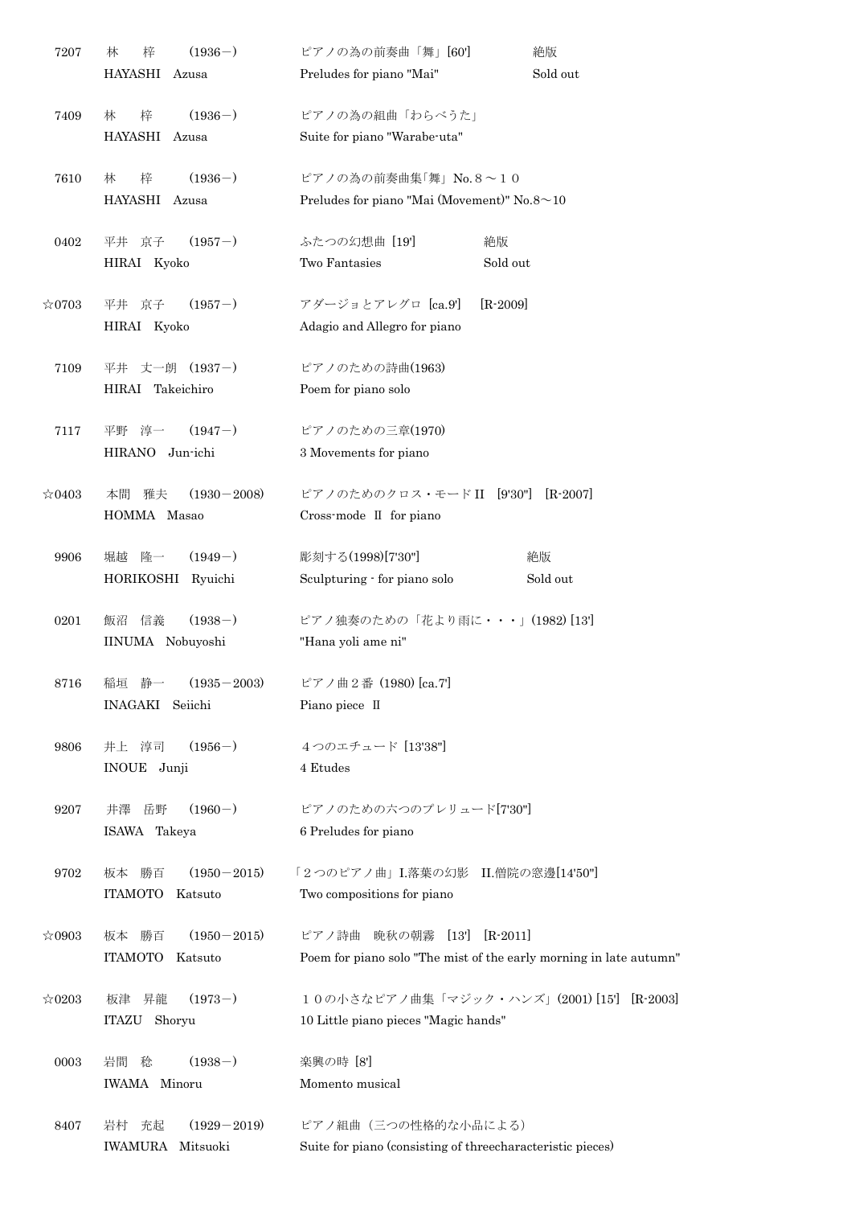| | | |
|---|---|---|
| 7207 | 林　　梓　　(1936－)<br>HAYASHI　Azusa | ピアノの為の前奏曲「舞」[60']　　絶版<br>Preludes for piano "Mai"　　Sold out |
| 7409 | 林　　梓　　(1936－)<br>HAYASHI　Azusa | ピアノの為の組曲「わらべうた」<br>Suite for piano "Warabe-uta" |
| 7610 | 林　　梓　　(1936－)<br>HAYASHI　Azusa | ピアノの為の前奏曲集｢舞｣ No.８～１０<br>Preludes for piano "Mai (Movement)" No.8～10 |
| 0402 | 平井　京子　(1957－)<br>HIRAI　Kyoko | ふたつの幻想曲 [19']　　絶版<br>Two Fantasies　　Sold out |
| ☆0703 | 平井　京子　(1957－)<br>HIRAI　Kyoko | アダージョとアレグロ [ca.9']　[R-2009]<br>Adagio and Allegro for piano |
| 7109 | 平井　丈一朗　(1937－)<br>HIRAI　Takeichiro | ピアノのための詩曲(1963)<br>Poem for piano solo |
| 7117 | 平野　淳一　(1947－)<br>HIRANO　Jun-ichi | ピアノのための三章(1970)<br>3 Movements for piano |
| ☆0403 | 本間　雅夫　(1930－2008)<br>HOMMA　Masao | ピアノのためのクロス・モードⅡ　[9'30"]　[R-2007]<br>Cross-mode Ⅱ for piano |
| 9906 | 堀越　隆一　(1949－)<br>HORIKOSHI　Ryuichi | 彫刻する(1998)[7'30"]　　絶版<br>Sculpturing - for piano solo　　Sold out |
| 0201 | 飯沼　信義　(1938－)<br>IINUMA　Nobuyoshi | ピアノ独奏のための「花より雨に・・・」(1982) [13']<br>"Hana yoli ame ni" |
| 8716 | 稲垣　静一　(1935－2003)<br>INAGAKI　Seiichi | ピアノ曲２番 (1980) [ca.7']<br>Piano piece Ⅱ |
| 9806 | 井上　淳司　(1956－)<br>INOUE　Junji | ４つのエチュード [13'38"]<br>4 Etudes |
| 9207 | 井澤　岳野　(1960－)<br>ISAWA　Takeya | ピアノのための六つのプレリュード[7'30"]<br>6 Preludes for piano |
| 9702 | 板本　勝百　(1950－2015)<br>ITAMOTO　Katsuto | 「２つのピアノ曲」I.落葉の幻影　II.僧院の窓邊[14'50"]<br>Two compositions for piano |
| ☆0903 | 板本　勝百　(1950－2015)<br>ITAMOTO　Katsuto | ピアノ詩曲　晩秋の朝霧　[13']　[R-2011]<br>Poem for piano solo "The mist of the early morning in late autumn" |
| ☆0203 | 板津　昇龍　(1973－)<br>ITAZU　Shoryu | １０の小さなピアノ曲集「マジック・ハンズ」(2001) [15']　[R-2003]<br>10 Little piano pieces "Magic hands" |
| 0003 | 岩間　稔　(1938－)<br>IWAMA　Minoru | 楽興の時 [8']<br>Momento musical |
| 8407 | 岩村　充起　(1929－2019)<br>IWAMURA　Mitsuoki | ピアノ組曲（三つの性格的な小品による）<br>Suite for piano (consisting of threecharacteristic pieces) |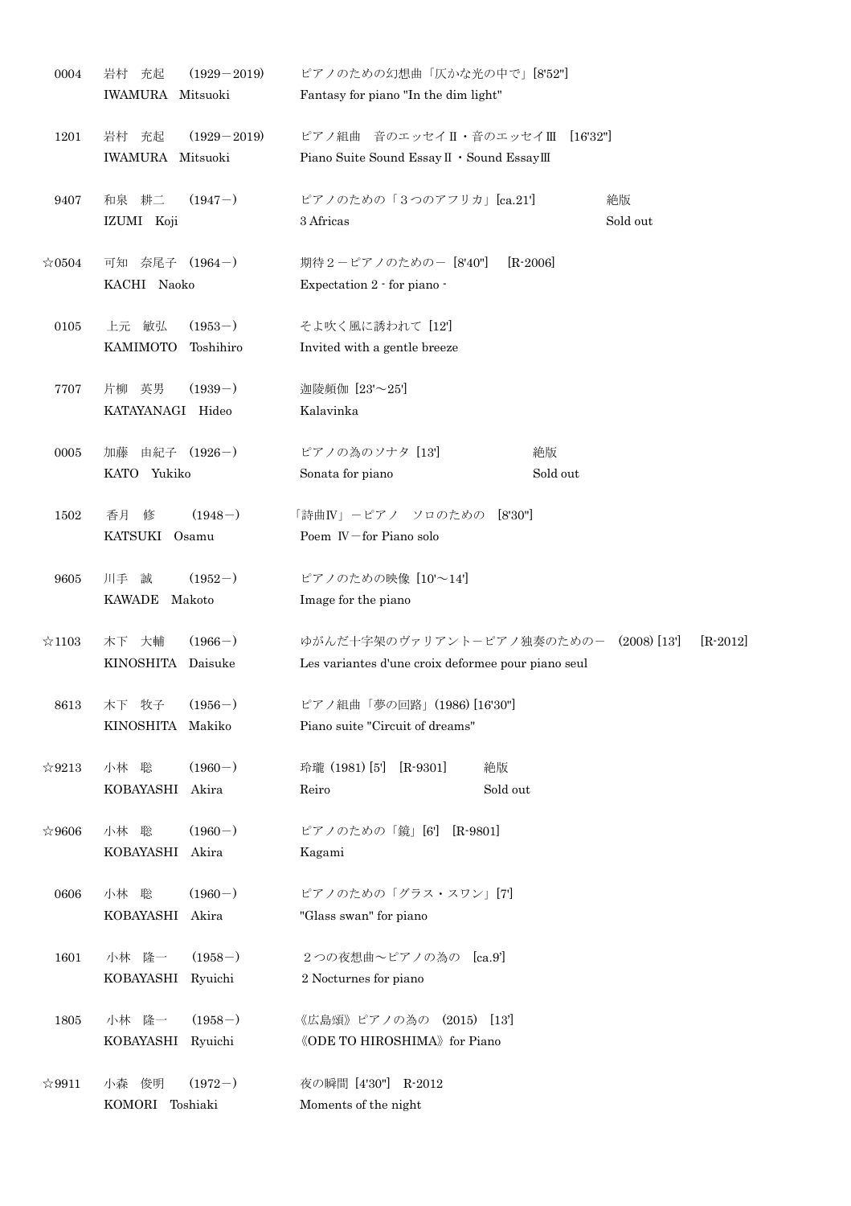| | | | |
|---|---|---|---|
| 0004 | 岩村　充起　(1929－2019)<br>IWAMURA　Mitsuoki | ピアノのための幻想曲「仄かな光の中で」[8'52"]<br>Fantasy for piano "In the dim light" | |
| 1201 | 岩村　充起　(1929－2019)<br>IWAMURA　Mitsuoki | ピアノ組曲　音のエッセイⅡ・音のエッセイⅢ　[16'32"]<br>Piano Suite Sound EssayⅡ・Sound EssayⅢ | |
| 9407 | 和泉　耕二　(1947－)<br>IZUMI　Koji | ピアノのための「３つのアフリカ」[ca.21']<br>3 Africas | 絶版<br>Sold out |
| ☆0504 | 可知　奈尾子 (1964－)<br>KACHI　Naoko | 期待２－ピアノのための－ [8'40"]　[R-2006]<br>Expectation 2 - for piano - | |
| 0105 | 上元　敏弘　(1953－)<br>KAMIMOTO　Toshihiro | そよ吹く風に誘われて [12']<br>Invited with a gentle breeze | |
| 7707 | 片柳　英男　(1939－)<br>KATAYANAGI　Hideo | 迦陵頻伽 [23'～25']<br>Kalavinka | |
| 0005 | 加藤　由紀子 (1926－)<br>KATO　Yukiko | ピアノの為のソナタ [13']<br>Sonata for piano | 絶版<br>Sold out |
| 1502 | 香月　修　(1948－)<br>KATSUKI　Osamu | 「詩曲Ⅳ」－ピアノ　ソロのための　[8'30"]<br>Poem Ⅳ－for Piano solo | |
| 9605 | 川手　誠　(1952－)<br>KAWADE　Makoto | ピアノのための映像 [10'～14']<br>Image for the piano | |
| ☆1103 | 木下　大輔　(1966－)<br>KINOSHITA　Daisuke | ゆがんだ十字架のヴァリアント－ピアノ独奏のための－ (2008) [13']　[R-2012]<br>Les variantes d'une croix deformee pour piano seul | |
| 8613 | 木下　牧子　(1956－)<br>KINOSHITA　Makiko | ピアノ組曲「夢の回路」(1986) [16'30"]<br>Piano suite "Circuit of dreams" | |
| ☆9213 | 小林　聡　(1960－)<br>KOBAYASHI　Akira | 玲瓏 (1981) [5']　[R-9301]<br>Reiro | 絶版<br>Sold out |
| ☆9606 | 小林　聡　(1960－)<br>KOBAYASHI　Akira | ピアノのための「鏡」[6']　[R-9801]<br>Kagami | |
| 0606 | 小林　聡　(1960－)<br>KOBAYASHI　Akira | ピアノのための「グラス・スワン」[7']<br>"Glass swan" for piano | |
| 1601 | 小林　隆一　(1958－)<br>KOBAYASHI　Ryuichi | ２つの夜想曲～ピアノの為の　[ca.9']<br>2 Nocturnes for piano | |
| 1805 | 小林　隆一　(1958－)<br>KOBAYASHI　Ryuichi | 《広島頌》ピアノの為の　(2015)　[13']<br>《ODE TO HIROSHIMA》for Piano | |
| ☆9911 | 小森　俊明　(1972－)<br>KOMORI　Toshiaki | 夜の瞬間 [4'30"]　R-2012<br>Moments of the night | |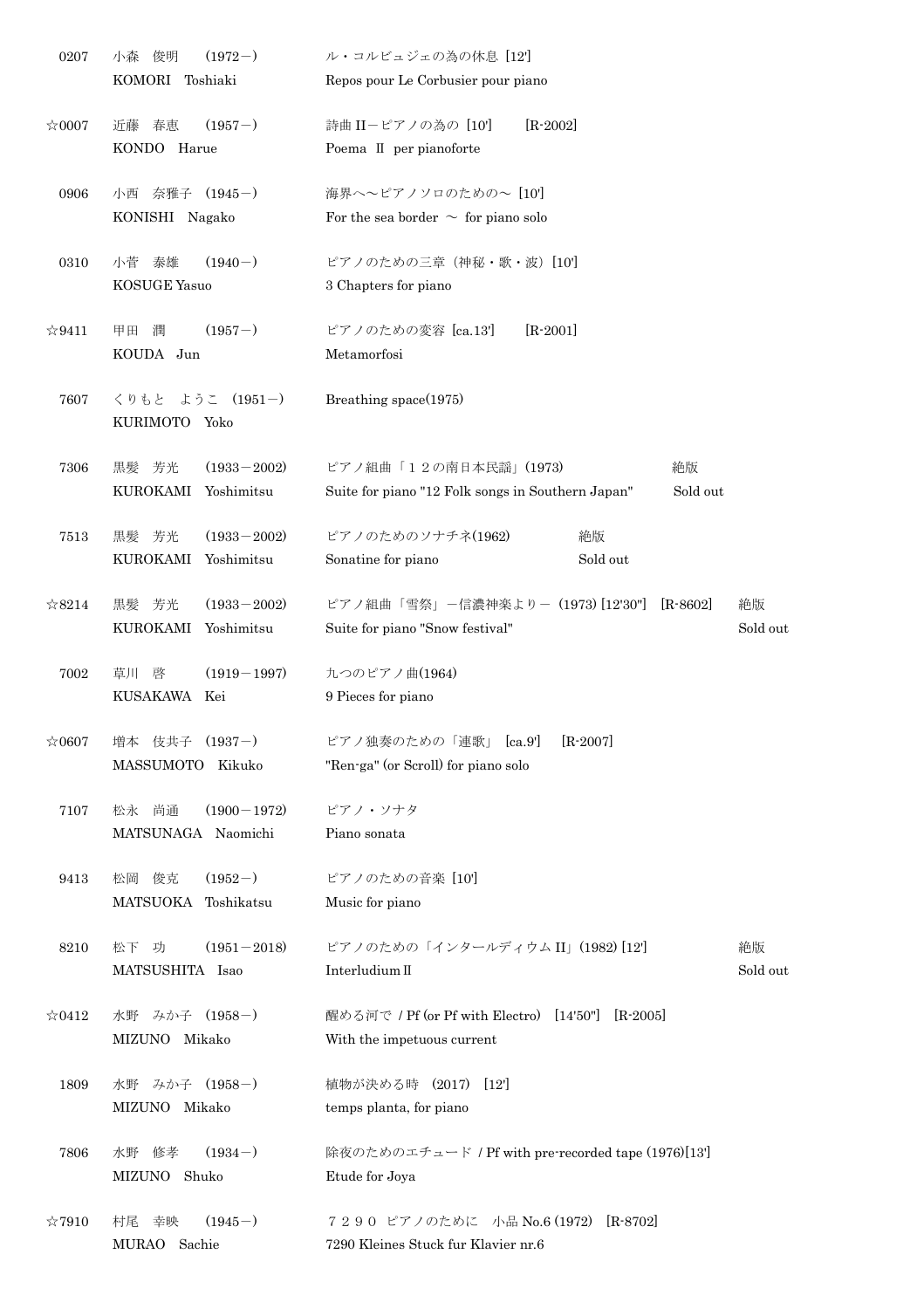| | | | |
|---|---|---|---|
| 0207 | 小森　俊明　　(1972－)<br>KOMORI　Toshiaki | ル・コルビュジェの為の休息 [12']<br>Repos pour Le Corbusier pour piano | |
| ☆0007 | 近藤　春恵　　(1957－)<br>KONDO　Harue | 詩曲 II－ピアノの為の [10']　　[R-2002]<br>Poema Ⅱ per pianoforte | |
| 0906 | 小西　奈雅子 (1945－)<br>KONISHI　Nagako | 海界へ～ピアノソロのための～ [10']<br>For the sea border ～ for piano solo | |
| 0310 | 小菅　泰雄　　(1940－)<br>KOSUGE Yasuo | ピアノのための三章（神秘・歌・波）[10']<br>3 Chapters for piano | |
| ☆9411 | 甲田　潤　　　(1957－)<br>KOUDA　Jun | ピアノのための変容 [ca.13']　　[R-2001]<br>Metamorfosi | |
| 7607 | くりもと　ようこ (1951－)<br>KURIMOTO　Yoko | Breathing space(1975) | |
| 7306 | 黒髪　芳光　　(1933－2002)<br>KUROKAMI　Yoshimitsu | ピアノ組曲「１２の南日本民謡」(1973)<br>Suite for piano "12 Folk songs in Southern Japan" | 絶版<br>Sold out |
| 7513 | 黒髪　芳光　　(1933－2002)<br>KUROKAMI　Yoshimitsu | ピアノのためのソナチネ(1962)<br>Sonatine for piano | 絶版<br>Sold out |
| ☆8214 | 黒髪　芳光　　(1933－2002)<br>KUROKAMI　Yoshimitsu | ピアノ組曲「雪祭」－信濃神楽より－ (1973) [12'30"]　[R-8602]<br>Suite for piano "Snow festival" | 絶版<br>Sold out |
| 7002 | 草川　啓　　　(1919－1997)<br>KUSAKAWA　Kei | 九つのピアノ曲(1964)<br>9 Pieces for piano | |
| ☆0607 | 増本　伎共子 (1937－)<br>MASSUMOTO　Kikuko | ピアノ独奏のための「連歌」 [ca.9']　[R-2007]<br>"Ren-ga" (or Scroll) for piano solo | |
| 7107 | 松永　尚通　　(1900－1972)<br>MATSUNAGA　Naomichi | ピアノ・ソナタ<br>Piano sonata | |
| 9413 | 松岡　俊克　　(1952－)<br>MATSUOKA　Toshikatsu | ピアノのための音楽 [10']<br>Music for piano | |
| 8210 | 松下　功　　　(1951－2018)<br>MATSUSHITA　Isao | ピアノのための「インタールディウム II」(1982) [12']<br>InterludiumⅡ | 絶版<br>Sold out |
| ☆0412 | 水野　みか子 (1958－)<br>MIZUNO　Mikako | 醒める河で / Pf (or Pf with Electro)　[14'50"]　[R-2005]<br>With the impetuous current | |
| 1809 | 水野　みか子 (1958－)<br>MIZUNO　Mikako | 植物が決める時　(2017)　[12']<br>temps planta, for piano | |
| 7806 | 水野　修孝　　(1934－)<br>MIZUNO　Shuko | 除夜のためのエチュード / Pf with pre-recorded tape (1976)[13']<br>Etude for Joya | |
| ☆7910 | 村尾　幸映　　(1945－)<br>MURAO　Sachie | ７２９０ ピアノのために　小品 No.6 (1972)　[R-8702]<br>7290 Kleines Stuck fur Klavier nr.6 | |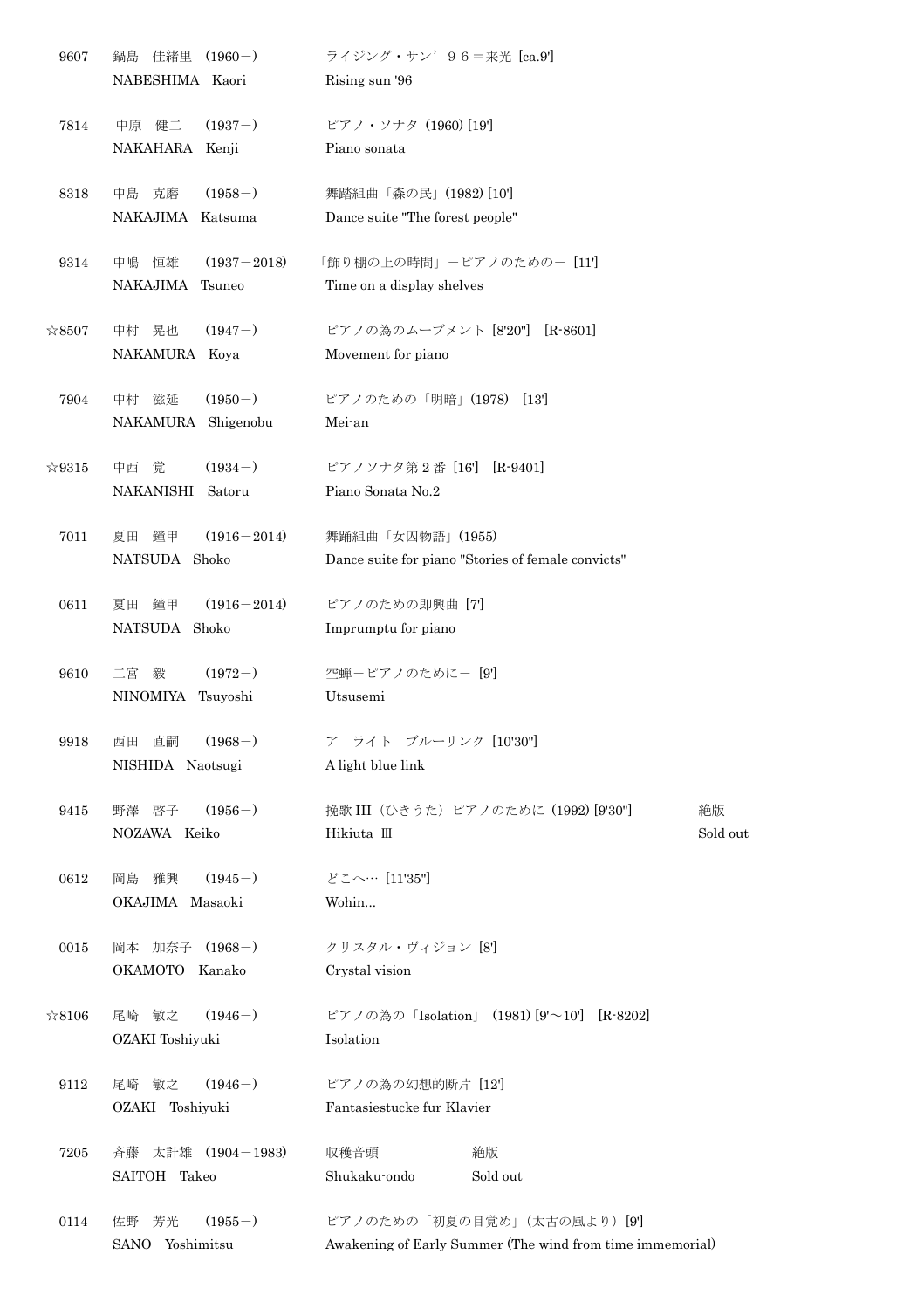| | | | |
|---|---|---|---|
| 9607 | 鍋島　佳緒里　(1960－)<br>NABESHIMA　Kaori | ライジング・サン’９６＝来光 [ca.9']<br>Rising sun '96 | |
| 7814 | 中原　健二　(1937－)<br>NAKAHARA　Kenji | ピアノ・ソナタ (1960) [19']<br>Piano sonata | |
| 8318 | 中島　克磨　(1958－)<br>NAKAJIMA　Katsuma | 舞踏組曲「森の民」(1982) [10']<br>Dance suite "The forest people" | |
| 9314 | 中嶋　恒雄　(1937－2018)<br>NAKAJIMA　Tsuneo | 「飾り棚の上の時間」－ピアノのための－ [11']<br>Time on a display shelves | |
| ☆8507 | 中村　晃也　(1947－)<br>NAKAMURA　Koya | ピアノの為のムーブメント [8'20"]　[R-8601]<br>Movement for piano | |
| 7904 | 中村　滋延　(1950－)<br>NAKAMURA　Shigenobu | ピアノのための「明暗」(1978)　[13']<br>Mei-an | |
| ☆9315 | 中西　覚　(1934－)<br>NAKANISHI　Satoru | ピアノソナタ第２番 [16']　[R-9401]<br>Piano Sonata No.2 | |
| 7011 | 夏田　鐘甲　(1916－2014)<br>NATSUDA　Shoko | 舞踊組曲「女囚物語」(1955)<br>Dance suite for piano "Stories of female convicts" | |
| 0611 | 夏田　鐘甲　(1916－2014)<br>NATSUDA　Shoko | ピアノのための即興曲 [7']<br>Imprumptu for piano | |
| 9610 | 二宮　毅　(1972－)<br>NINOMIYA　Tsuyoshi | 空蝉－ピアノのために－ [9']<br>Utsusemi | |
| 9918 | 西田　直嗣　(1968－)<br>NISHIDA　Naotsugi | ア　ライト　ブルーリンク [10'30"]<br>A light blue link | |
| 9415 | 野澤　啓子　(1956－)<br>NOZAWA　Keiko | 挽歌 III（ひきうた）ピアノのために (1992) [9'30"]<br>Hikiuta Ⅲ | 絶版<br>Sold out |
| 0612 | 岡島　雅興　(1945－)<br>OKAJIMA　Masaoki | どこへ… [11'35"]<br>Wohin... | |
| 0015 | 岡本　加奈子　(1968－)<br>OKAMOTO　Kanako | クリスタル・ヴィジョン [8']<br>Crystal vision | |
| ☆8106 | 尾崎　敏之　(1946－)<br>OZAKI Toshiyuki | ピアノの為の「Isolation」(1981) [9'～10']　[R-8202]<br>Isolation | |
| 9112 | 尾崎　敏之　(1946－)<br>OZAKI　Toshiyuki | ピアノの為の幻想的断片 [12']<br>Fantasiestucke fur Klavier | |
| 7205 | 斉藤　太計雄　(1904－1983)<br>SAITOH　Takeo | 収穫音頭<br>Shukaku-ondo | 絶版<br>Sold out |
| 0114 | 佐野　芳光　(1955－)<br>SANO　Yoshimitsu | ピアノのための「初夏の目覚め」(太古の風より) [9']<br>Awakening of Early Summer (The wind from time immemorial) | |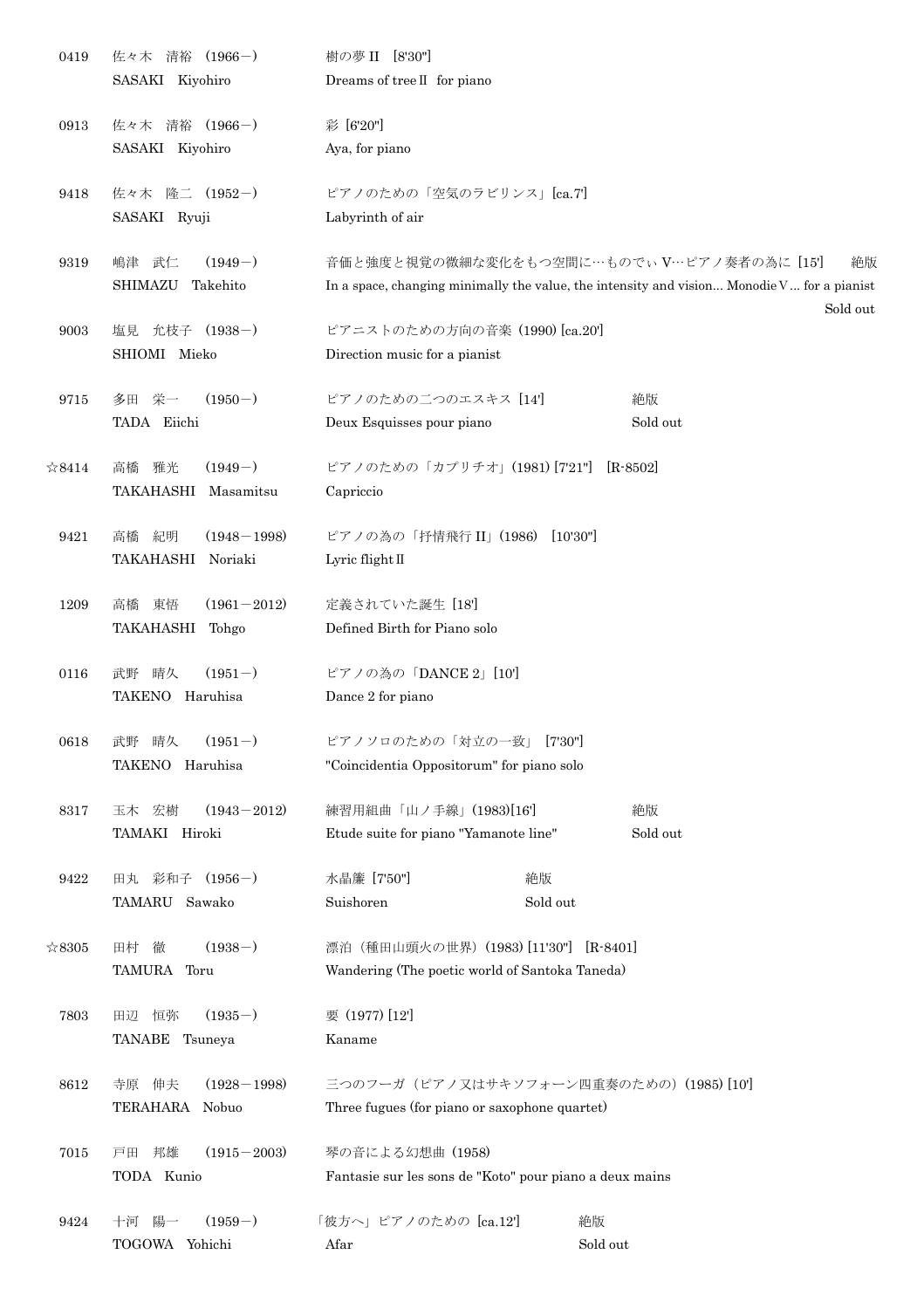| | | | |
|---|---|---|---|
| 0419 | 佐々木　清裕　(1966－)<br>SASAKI　Kiyohiro | 樹の夢 II　[8'30"]<br>Dreams of tree II　for piano | |
| 0913 | 佐々木　清裕　(1966－)<br>SASAKI　Kiyohiro | 彩 [6'20"]<br>Aya, for piano | |
| 9418 | 佐々木　隆二　(1952－)<br>SASAKI　Ryuji | ピアノのための「空気のラビリンス」[ca.7']<br>Labyrinth of air | |
| 9319 | 嶋津　武仁　(1949－)<br>SHIMAZU　Takehito | 音価と強度と視覚の微細な変化をもつ空間に…ものでぃ V…ピアノ奏者の為に [15']<br>In a space, changing minimally the value, the intensity and vision... Monodie V ... for a pianist | 絶版<br>Sold out |
| 9003 | 塩見　允枝子　(1938－)<br>SHIOMI　Mieko | ピアニストのための方向の音楽 (1990) [ca.20']<br>Direction music for a pianist | |
| 9715 | 多田　栄一　(1950－)<br>TADA　Eiichi | ピアノのための二つのエスキス [14']<br>Deux Esquisses pour piano | 絶版<br>Sold out |
| ☆8414 | 高橋　雅光　(1949－)<br>TAKAHASHI　Masamitsu | ピアノのための「カプリチオ」(1981) [7'21"]　[R-8502]<br>Capriccio | |
| 9421 | 高橋　紀明　(1948－1998)<br>TAKAHASHI　Noriaki | ピアノの為の「抒情飛行 II」(1986)　[10'30"]<br>Lyric flight II | |
| 1209 | 高橋　東悟　(1961－2012)<br>TAKAHASHI　Tohgo | 定義されていた誕生 [18']<br>Defined Birth for Piano solo | |
| 0116 | 武野　晴久　(1951－)<br>TAKENO　Haruhisa | ピアノの為の「DANCE 2」[10']<br>Dance 2 for piano | |
| 0618 | 武野　晴久　(1951－)<br>TAKENO　Haruhisa | ピアノソロのための「対立の一致」 [7'30"]<br>"Coincidentia Oppositorum" for piano solo | |
| 8317 | 玉木　宏樹　(1943－2012)<br>TAMAKI　Hiroki | 練習用組曲「山ノ手線」(1983)[16']<br>Etude suite for piano "Yamanote line" | 絶版<br>Sold out |
| 9422 | 田丸　彩和子　(1956－)<br>TAMARU　Sawako | 水晶簾 [7'50"]<br>Suishoren | 絶版<br>Sold out |
| ☆8305 | 田村　徹　(1938－)<br>TAMURA　Toru | 漂泊（種田山頭火の世界）(1983) [11'30"]　[R-8401]<br>Wandering (The poetic world of Santoka Taneda) | |
| 7803 | 田辺　恒弥　(1935－)<br>TANABE　Tsuneya | 要 (1977) [12']<br>Kaname | |
| 8612 | 寺原　伸夫　(1928－1998)<br>TERAHARA　Nobuo | 三つのフーガ（ピアノ又はサキソフォーン四重奏のための）(1985) [10']<br>Three fugues (for piano or saxophone quartet) | |
| 7015 | 戸田　邦雄　(1915－2003)<br>TODA　Kunio | 琴の音による幻想曲 (1958)<br>Fantasie sur les sons de "Koto" pour piano a deux mains | |
| 9424 | 十河　陽一　(1959－)<br>TOGOWA　Yohichi | 「彼方へ」ピアノのための [ca.12']<br>Afar | 絶版<br>Sold out |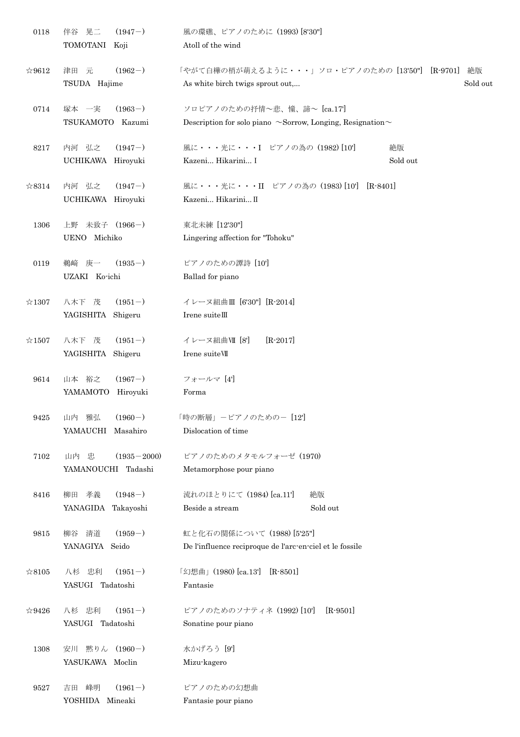| | | | |
|---|---|---|---|
| 0118 | 伴谷　晃二　(1947－)<br>TOMOTANI　Koji | 風の環礁、ピアノのために (1993) [8'30"]<br>Atoll of the wind | |
| ☆9612 | 津田　元　(1962－)<br>TSUDA　Hajime | 「やがて白樺の梢が萌えるように・・・」ソロ・ピアノのための [13'50"]　[R-9701]<br>As white birch twigs sprout out,... | 絶版<br>Sold out |
| 0714 | 塚本　一実　(1963－)<br>TSUKAMOTO　Kazumi | ソロピアノのための抒情～悲、憧、諦～ [ca.17']<br>Description for solo piano ～Sorrow, Longing, Resignation～ | |
| 8217 | 内河　弘之　(1947－)<br>UCHIKAWA　Hiroyuki | 風に・・・光に・・・I　ピアノの為の (1982) [10']<br>Kazeni... Hikarini... I | 絶版<br>Sold out |
| ☆8314 | 内河　弘之　(1947－)<br>UCHIKAWA　Hiroyuki | 風に・・・光に・・・II　ピアノの為の (1983) [10']　[R-8401]<br>Kazeni... Hikarini... II | |
| 1306 | 上野　未致子　(1966－)<br>UENO　Michiko | 東北未練 [12'30"]<br>Lingering affection for "Tohoku" | |
| 0119 | 鵜崎　庚一　(1935－)<br>UZAKI　Ko-ichi | ピアノのための譚詩 [10']<br>Ballad for piano | |
| ☆1307 | 八木下　茂　(1951－)<br>YAGISHITA　Shigeru | イレーヌ組曲Ⅲ [6'30"] [R-2014]<br>Irene suiteⅢ | |
| ☆1507 | 八木下　茂　(1951－)<br>YAGISHITA　Shigeru | イレーヌ組曲Ⅶ [8']　[R-2017]<br>Irene suiteⅦ | |
| 9614 | 山本　裕之　(1967－)<br>YAMAMOTO　Hiroyuki | フォールマ [4']<br>Forma | |
| 9425 | 山内　雅弘　(1960－)<br>YAMAUCHI　Masahiro | 「時の断層」－ピアノのための－ [12']<br>Dislocation of time | |
| 7102 | 山内　忠　(1935－2000)<br>YAMANOUCHI　Tadashi | ピアノのためのメタモルフォーゼ (1970)<br>Metamorphose pour piano | |
| 8416 | 柳田　孝義　(1948－)<br>YANAGIDA　Takayoshi | 流れのほとりにて (1984) [ca.11']<br>Beside a stream | 絶版<br>Sold out |
| 9815 | 柳谷　清道　(1959－)<br>YANAGIYA　Seido | 虹と化石の関係について (1988) [5'25"]<br>De l'influence reciproque de l'arc-en-ciel et le fossile | |
| ☆8105 | 八杉　忠利　(1951－)<br>YASUGI　Tadatoshi | 「幻想曲」(1980) [ca.13']　[R-8501]<br>Fantasie | |
| ☆9426 | 八杉　忠利　(1951－)<br>YASUGI　Tadatoshi | ピアノのためのソナティネ (1992) [10']　[R-9501]<br>Sonatine pour piano | |
| 1308 | 安川　黙りん　(1960－)<br>YASUKAWA　Moclin | 水かげろう [9']<br>Mizu-kagero | |
| 9527 | 吉田　峰明　(1961－)<br>YOSHIDA　Mineaki | ピアノのための幻想曲<br>Fantasie pour piano | |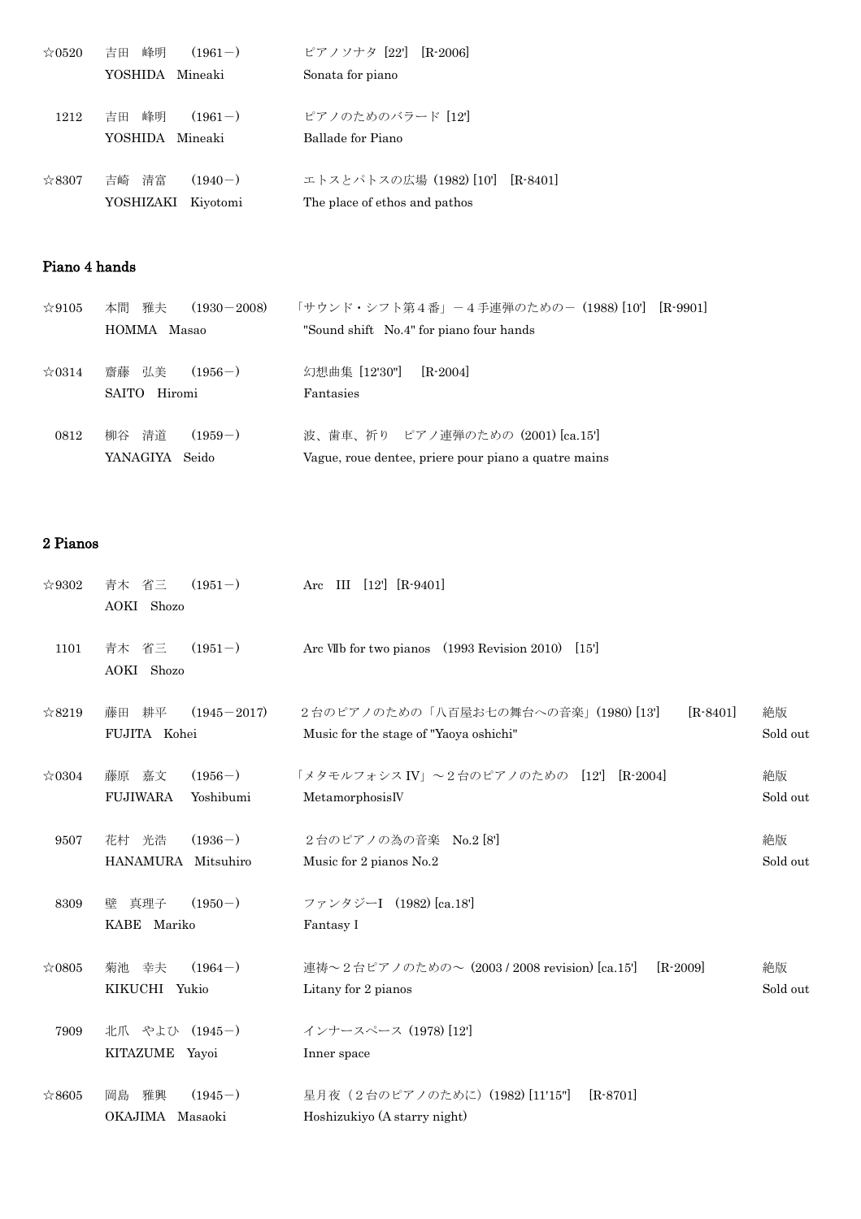| | | | |
|---|---|---|---|
| ☆0520 | 吉田　峰明　(1961－)<br>YOSHIDA　Mineaki | ピアノソナタ [22'] [R-2006]<br>Sonata for piano | |
| 1212 | 吉田　峰明　(1961－)<br>YOSHIDA　Mineaki | ピアノのためのバラード [12']<br>Ballade for Piano | |
| ☆8307 | 吉崎　清富　(1940－)<br>YOSHIZAKI　Kiyotomi | エトスとパトスの広場 (1982) [10'] [R-8401]<br>The place of ethos and pathos | |

## Piano 4 hands

| | | | |
|---|---|---|---|
| ☆9105 | 本間　雅夫　(1930－2008)<br>HOMMA　Masao | 「サウンド・シフト第４番」－４手連弾のための－ (1988) [10'] [R-9901]<br>"Sound shift　No.4" for piano four hands | |
| ☆0314 | 齋藤　弘美　(1956－)<br>SAITO　Hiromi | 幻想曲集 [12'30"] [R-2004]<br>Fantasies | |
| 0812 | 柳谷　清道　(1959－)<br>YANAGIYA　Seido | 波、歯車、祈り　ピアノ連弾のための (2001) [ca.15']<br>Vague, roue dentee, priere pour piano a quatre mains | |

## 2 Pianos

| | | | |
|---|---|---|---|
| ☆9302 | 青木　省三　(1951－)<br>AOKI　Shozo | Arc　III [12'] [R-9401] | |
| 1101 | 青木　省三　(1951－)<br>AOKI　Shozo | Arc Ⅷb for two pianos　(1993 Revision 2010) [15'] | |
| ☆8219 | 藤田　耕平　(1945－2017)<br>FUJITA　Kohei | ２台のピアノのための「八百屋お七の舞台への音楽」(1980) [13'] [R-8401]<br>Music for the stage of "Yaoya oshichi" | 絶版<br>Sold out |
| ☆0304 | 藤原　嘉文　(1956－)<br>FUJIWARA　Yoshibumi | 「メタモルフォシス IV」～２台のピアノのための [12'] [R-2004]<br>MetamorphosisⅣ | 絶版<br>Sold out |
| 9507 | 花村　光浩　(1936－)<br>HANAMURA　Mitsuhiro | ２台のピアノの為の音楽　No.2 [8']<br>Music for 2 pianos No.2 | 絶版<br>Sold out |
| 8309 | 壁　真理子　(1950－)<br>KABE　Mariko | ファンタジーI　(1982) [ca.18']<br>Fantasy I | |
| ☆0805 | 菊池　幸夫　(1964－)<br>KIKUCHI　Yukio | 連祷～２台ピアノのための～ (2003 / 2008 revision) [ca.15'] [R-2009]<br>Litany for 2 pianos | 絶版<br>Sold out |
| 7909 | 北爪　やよひ　(1945－)<br>KITAZUME　Yayoi | インナースペース (1978) [12']<br>Inner space | |
| ☆8605 | 岡島　雅興　(1945－)<br>OKAJIMA　Masaoki | 星月夜（２台のピアノのために）(1982) [11'15"] [R-8701]<br>Hoshizukiyo (A starry night) | |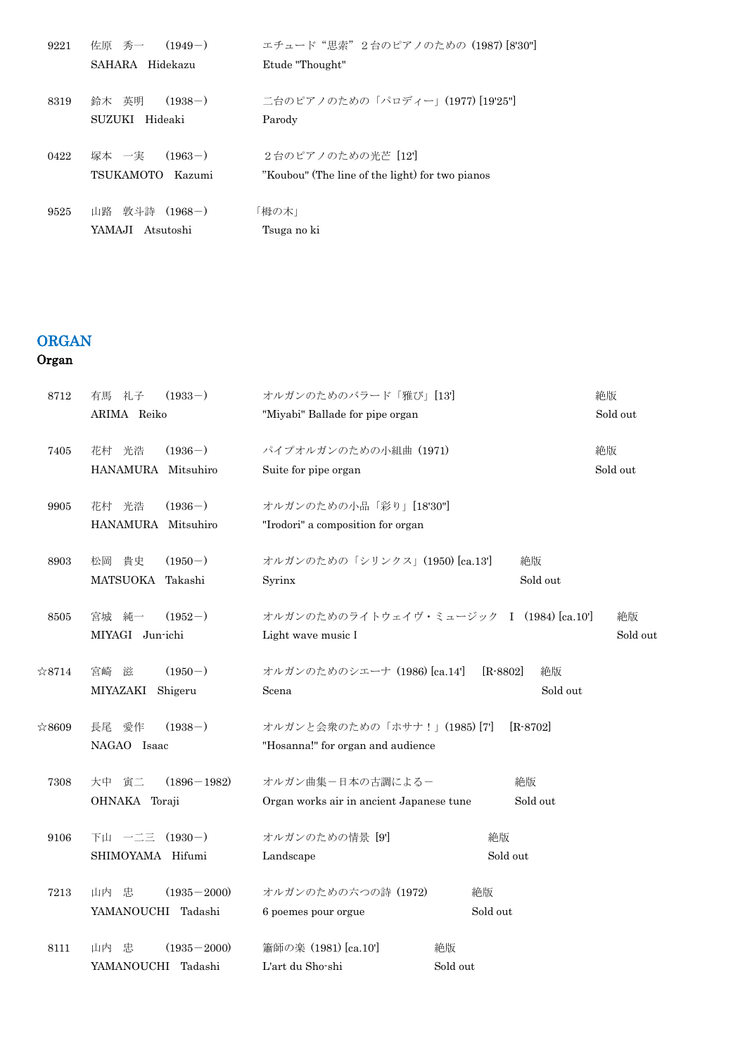| | | | |
|---|---|---|---|
| 9221 | 佐原　秀一　(1949－)<br>SAHARA　Hidekazu | エチュード“思索” 2台のピアノのための (1987) [8'30"]<br>Etude "Thought" | |
| 8319 | 鈴木　英明　(1938－)<br>SUZUKI　Hideaki | 二台のピアノのための「パロディー」(1977) [19'25"]<br>Parody | |
| 0422 | 塚本　一実　(1963－)<br>TSUKAMOTO　Kazumi | ２台のピアノのための光芒 [12']<br>"Koubou" (The line of the light) for two pianos | |
| 9525 | 山路　敦斗詩 (1968－)<br>YAMAJI　Atsutoshi | 「栂の木」<br>Tsuga no ki | |

## ORGAN

**Organ**

| | | | |
|---|---|---|---|
| 8712 | 有馬　礼子　(1933－)<br>ARIMA　Reiko | オルガンのためのバラード「雅び」[13']<br>"Miyabi" Ballade for pipe organ | 絶版<br>Sold out |
| 7405 | 花村　光浩　(1936－)<br>HANAMURA　Mitsuhiro | パイプオルガンのための小組曲 (1971)<br>Suite for pipe organ | 絶版<br>Sold out |
| 9905 | 花村　光浩　(1936－)<br>HANAMURA　Mitsuhiro | オルガンのための小品「彩り」[18'30"]<br>"Irodori" a composition for organ | |
| 8903 | 松岡　貴史　(1950－)<br>MATSUOKA　Takashi | オルガンのための「シリンクス」(1950) [ca.13']<br>Syrinx | 絶版<br>Sold out |
| 8505 | 宮城　純一　(1952－)<br>MIYAGI　Jun-ichi | オルガンのためのライトウェイヴ・ミュージック　I　(1984) [ca.10']<br>Light wave music I | 絶版<br>Sold out |
| ☆8714 | 宮崎　滋　(1950－)<br>MIYAZAKI　Shigeru | オルガンのためのシエーナ (1986) [ca.14']　[R-8802]<br>Scena | 絶版<br>Sold out |
| ☆8609 | 長尾　愛作　(1938－)<br>NAGAO　Isaac | オルガンと会衆のための「ホサナ！」(1985) [7']　[R-8702]<br>"Hosanna!" for organ and audience | |
| 7308 | 大中　寅二　(1896－1982)<br>OHNAKA　Toraji | オルガン曲集－日本の古調による－<br>Organ works air in ancient Japanese tune | 絶版<br>Sold out |
| 9106 | 下山　一二三 (1930－)<br>SHIMOYAMA　Hifumi | オルガンのための情景 [9']<br>Landscape | 絶版<br>Sold out |
| 7213 | 山内　忠　(1935－2000)<br>YAMANOUCHI　Tadashi | オルガンのための六つの詩 (1972)<br>6 poemes pour orgue | 絶版<br>Sold out |
| 8111 | 山内　忠　(1935－2000)<br>YAMANOUCHI　Tadashi | 簫師の楽 (1981) [ca.10']<br>L'art du Sho-shi | 絶版<br>Sold out |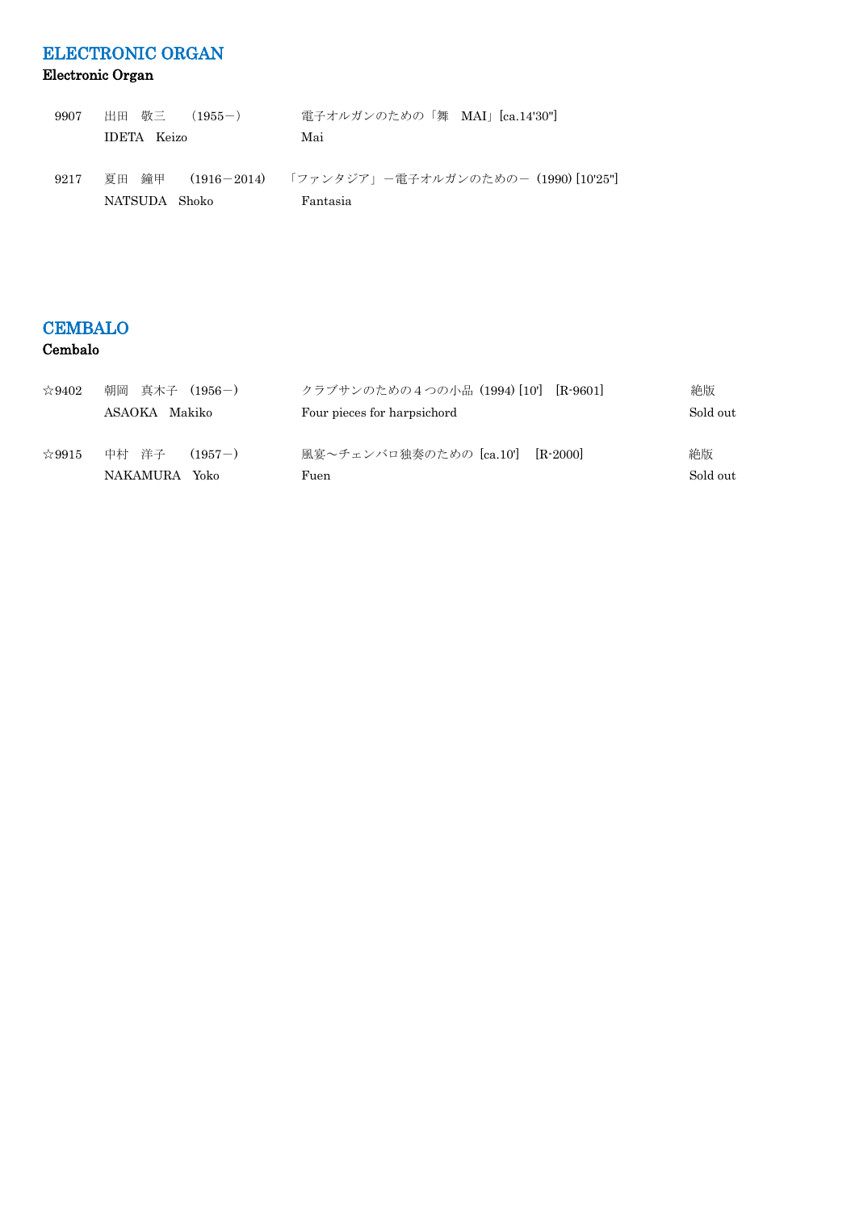## ELECTRONIC ORGAN

**Electronic Organ**

| | | | |
|---|---|---|---|
| 9907 | 出田　敬三　（1955－）<br>IDETA　Keizo | 電子オルガンのための「舞　MAI」[ca.14'30"]<br>Mai | |
| 9217 | 夏田　鐘甲　(1916－2014)<br>NATSUDA　Shoko | 「ファンタジア」－電子オルガンのための－ (1990) [10'25"]<br>Fantasia | |

## CEMBALO

**Cembalo**

| | | | |
|---|---|---|---|
| ☆9402 | 朝岡　真木子　(1956－)<br>ASAOKA　Makiko | クラブサンのための４つの小品 (1994) [10']　[R-9601]<br>Four pieces for harpsichord | 絶版<br>Sold out |
| ☆9915 | 中村　洋子　(1957－)<br>NAKAMURA　Yoko | 風宴～チェンバロ独奏のための [ca.10']　[R-2000]<br>Fuen | 絶版<br>Sold out |